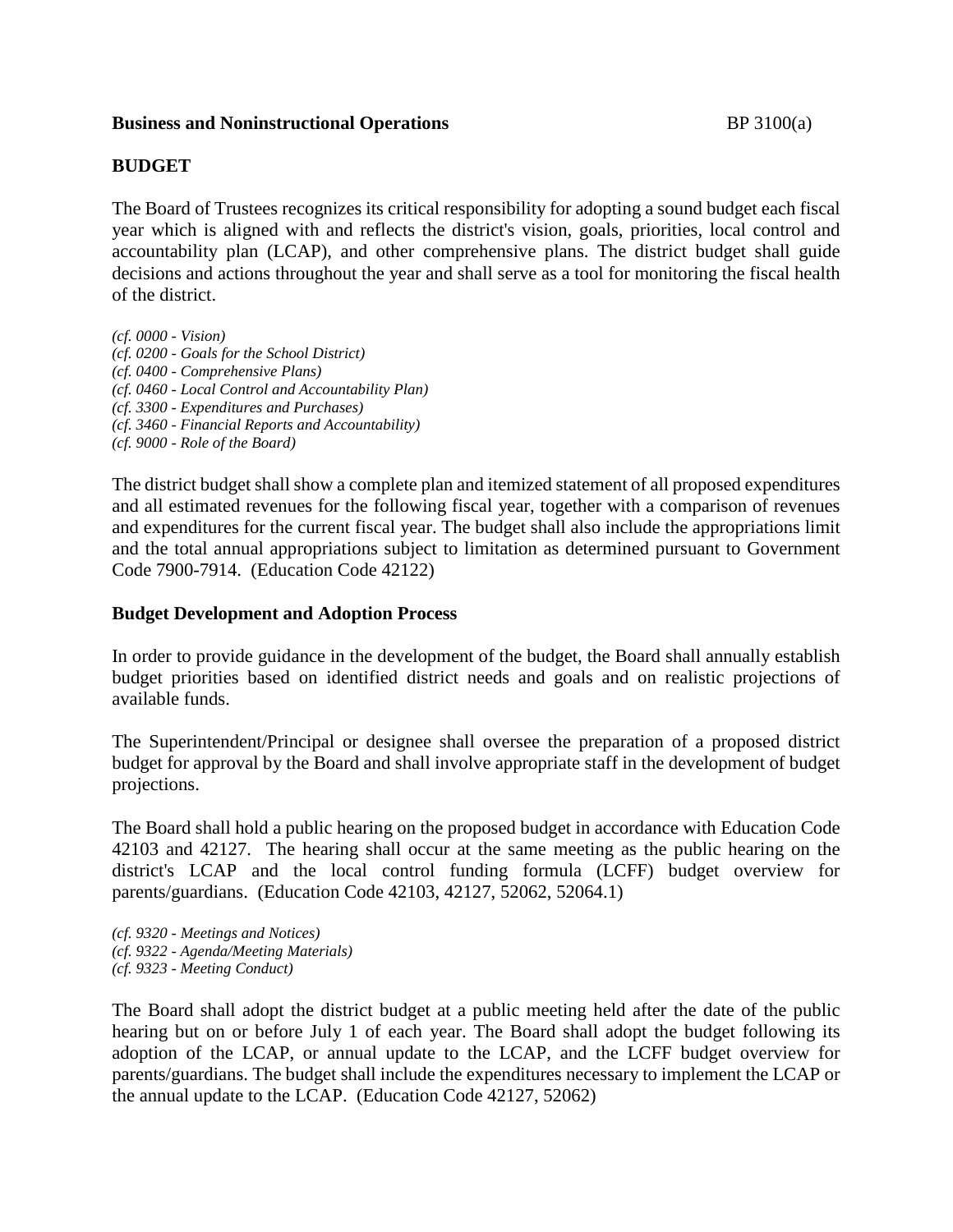**Business and Noninstructional Operations** BP 3100(a)

## BUDGET

The Board of Trustees recognizes its critical responsibility for adopting a sound budget each fiscal year which is aligned with and reflects the district's vision, goals, priorities, local control and accountability plan (LCAP), and other comprehensive plans. The district budget shall guide decisions and actions throughout the year and shall serve as a tool for monitoring the fiscal health of the district.

*(cf. 0000 - Vision)*
*(cf. 0200 - Goals for the School District)*
*(cf. 0400 - Comprehensive Plans)*
*(cf. 0460 - Local Control and Accountability Plan)*
*(cf. 3300 - Expenditures and Purchases)*
*(cf. 3460 - Financial Reports and Accountability)*
*(cf. 9000 - Role of the Board)*

The district budget shall show a complete plan and itemized statement of all proposed expenditures and all estimated revenues for the following fiscal year, together with a comparison of revenues and expenditures for the current fiscal year. The budget shall also include the appropriations limit and the total annual appropriations subject to limitation as determined pursuant to Government Code 7900-7914. (Education Code 42122)

### Budget Development and Adoption Process

In order to provide guidance in the development of the budget, the Board shall annually establish budget priorities based on identified district needs and goals and on realistic projections of available funds.

The Superintendent/Principal or designee shall oversee the preparation of a proposed district budget for approval by the Board and shall involve appropriate staff in the development of budget projections.

The Board shall hold a public hearing on the proposed budget in accordance with Education Code 42103 and 42127. The hearing shall occur at the same meeting as the public hearing on the district's LCAP and the local control funding formula (LCFF) budget overview for parents/guardians. (Education Code 42103, 42127, 52062, 52064.1)

*(cf. 9320 - Meetings and Notices)*
*(cf. 9322 - Agenda/Meeting Materials)*
*(cf. 9323 - Meeting Conduct)*

The Board shall adopt the district budget at a public meeting held after the date of the public hearing but on or before July 1 of each year. The Board shall adopt the budget following its adoption of the LCAP, or annual update to the LCAP, and the LCFF budget overview for parents/guardians. The budget shall include the expenditures necessary to implement the LCAP or the annual update to the LCAP. (Education Code 42127, 52062)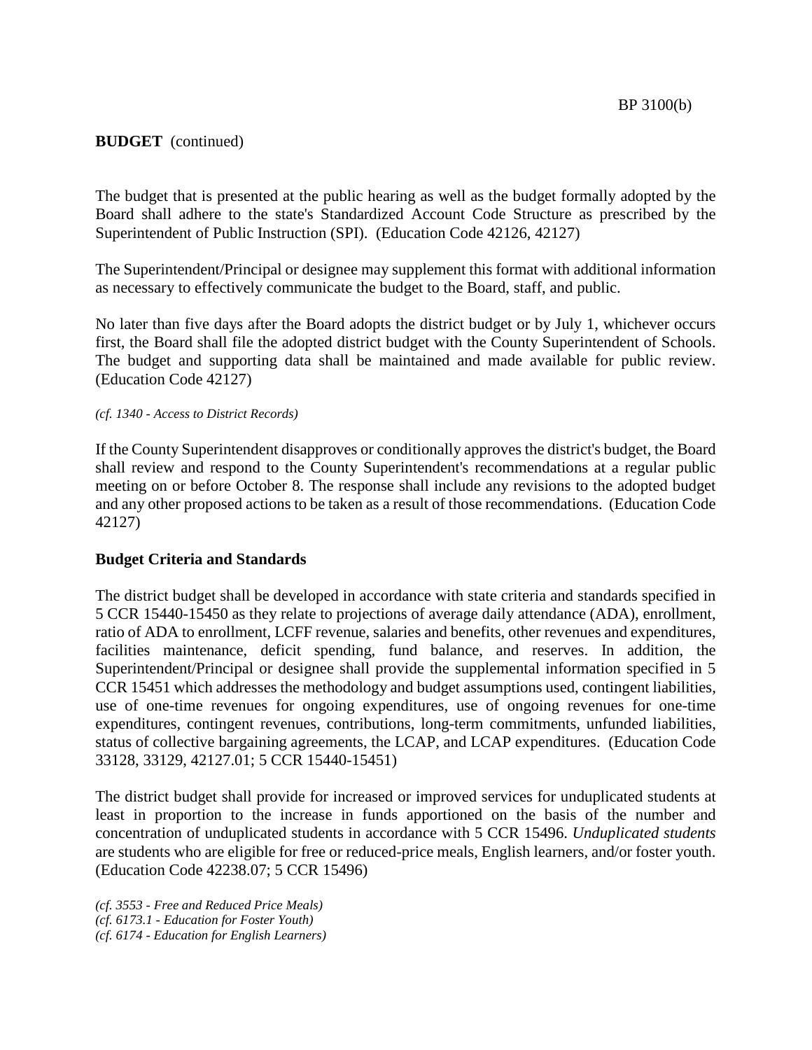**BUDGET** (continued)

The budget that is presented at the public hearing as well as the budget formally adopted by the Board shall adhere to the state's Standardized Account Code Structure as prescribed by the Superintendent of Public Instruction (SPI). (Education Code 42126, 42127)

The Superintendent/Principal or designee may supplement this format with additional information as necessary to effectively communicate the budget to the Board, staff, and public.

No later than five days after the Board adopts the district budget or by July 1, whichever occurs first, the Board shall file the adopted district budget with the County Superintendent of Schools. The budget and supporting data shall be maintained and made available for public review. (Education Code 42127)

*(cf. 1340 - Access to District Records)*

If the County Superintendent disapproves or conditionally approves the district's budget, the Board shall review and respond to the County Superintendent's recommendations at a regular public meeting on or before October 8. The response shall include any revisions to the adopted budget and any other proposed actions to be taken as a result of those recommendations. (Education Code 42127)

**Budget Criteria and Standards**

The district budget shall be developed in accordance with state criteria and standards specified in 5 CCR 15440-15450 as they relate to projections of average daily attendance (ADA), enrollment, ratio of ADA to enrollment, LCFF revenue, salaries and benefits, other revenues and expenditures, facilities maintenance, deficit spending, fund balance, and reserves. In addition, the Superintendent/Principal or designee shall provide the supplemental information specified in 5 CCR 15451 which addresses the methodology and budget assumptions used, contingent liabilities, use of one-time revenues for ongoing expenditures, use of ongoing revenues for one-time expenditures, contingent revenues, contributions, long-term commitments, unfunded liabilities, status of collective bargaining agreements, the LCAP, and LCAP expenditures. (Education Code 33128, 33129, 42127.01; 5 CCR 15440-15451)

The district budget shall provide for increased or improved services for unduplicated students at least in proportion to the increase in funds apportioned on the basis of the number and concentration of unduplicated students in accordance with 5 CCR 15496. *Unduplicated students* are students who are eligible for free or reduced-price meals, English learners, and/or foster youth. (Education Code 42238.07; 5 CCR 15496)

*(cf. 3553 - Free and Reduced Price Meals)*
*(cf. 6173.1 - Education for Foster Youth)*
*(cf. 6174 - Education for English Learners)*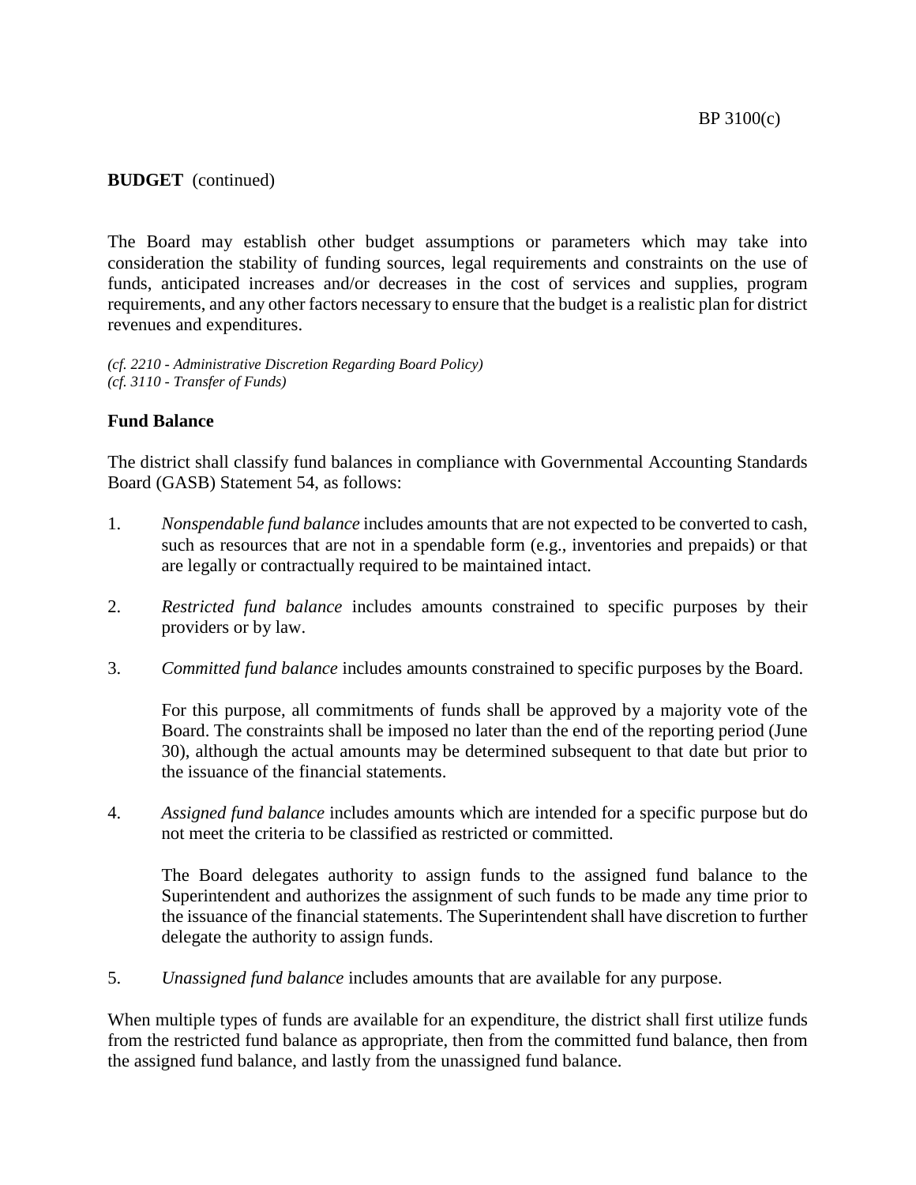**BUDGET** (continued)

The Board may establish other budget assumptions or parameters which may take into consideration the stability of funding sources, legal requirements and constraints on the use of funds, anticipated increases and/or decreases in the cost of services and supplies, program requirements, and any other factors necessary to ensure that the budget is a realistic plan for district revenues and expenditures.

*(cf. 2210 - Administrative Discretion Regarding Board Policy)*
*(cf. 3110 - Transfer of Funds)*

**Fund Balance**

The district shall classify fund balances in compliance with Governmental Accounting Standards Board (GASB) Statement 54, as follows:

1. *Nonspendable fund balance* includes amounts that are not expected to be converted to cash, such as resources that are not in a spendable form (e.g., inventories and prepaids) or that are legally or contractually required to be maintained intact.

2. *Restricted fund balance* includes amounts constrained to specific purposes by their providers or by law.

3. *Committed fund balance* includes amounts constrained to specific purposes by the Board.

   For this purpose, all commitments of funds shall be approved by a majority vote of the Board. The constraints shall be imposed no later than the end of the reporting period (June 30), although the actual amounts may be determined subsequent to that date but prior to the issuance of the financial statements.

4. *Assigned fund balance* includes amounts which are intended for a specific purpose but do not meet the criteria to be classified as restricted or committed.

   The Board delegates authority to assign funds to the assigned fund balance to the Superintendent and authorizes the assignment of such funds to be made any time prior to the issuance of the financial statements. The Superintendent shall have discretion to further delegate the authority to assign funds.

5. *Unassigned fund balance* includes amounts that are available for any purpose.

When multiple types of funds are available for an expenditure, the district shall first utilize funds from the restricted fund balance as appropriate, then from the committed fund balance, then from the assigned fund balance, and lastly from the unassigned fund balance.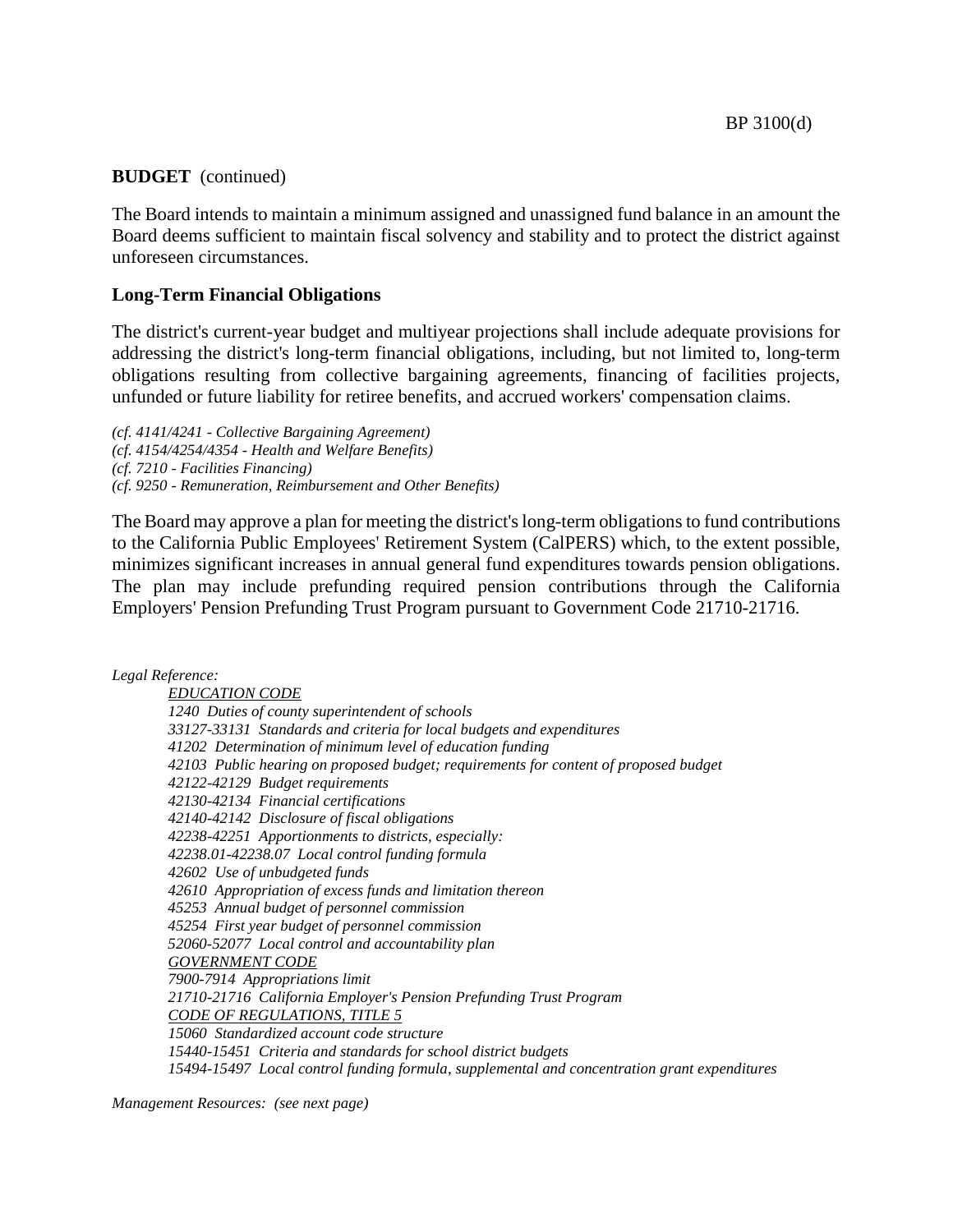**BUDGET** (continued)

The Board intends to maintain a minimum assigned and unassigned fund balance in an amount the Board deems sufficient to maintain fiscal solvency and stability and to protect the district against unforeseen circumstances.

**Long-Term Financial Obligations**

The district's current-year budget and multiyear projections shall include adequate provisions for addressing the district's long-term financial obligations, including, but not limited to, long-term obligations resulting from collective bargaining agreements, financing of facilities projects, unfunded or future liability for retiree benefits, and accrued workers' compensation claims.

*(cf. 4141/4241 - Collective Bargaining Agreement)*
*(cf. 4154/4254/4354 - Health and Welfare Benefits)*
*(cf. 7210 - Facilities Financing)*
*(cf. 9250 - Remuneration, Reimbursement and Other Benefits)*

The Board may approve a plan for meeting the district's long-term obligations to fund contributions to the California Public Employees' Retirement System (CalPERS) which, to the extent possible, minimizes significant increases in annual general fund expenditures towards pension obligations. The plan may include prefunding required pension contributions through the California Employers' Pension Prefunding Trust Program pursuant to Government Code 21710-21716.

*Legal Reference:*

*EDUCATION CODE*
*1240 Duties of county superintendent of schools*
*33127-33131 Standards and criteria for local budgets and expenditures*
*41202 Determination of minimum level of education funding*
*42103 Public hearing on proposed budget; requirements for content of proposed budget*
*42122-42129 Budget requirements*
*42130-42134 Financial certifications*
*42140-42142 Disclosure of fiscal obligations*
*42238-42251 Apportionments to districts, especially:*
*42238.01-42238.07 Local control funding formula*
*42602 Use of unbudgeted funds*
*42610 Appropriation of excess funds and limitation thereon*
*45253 Annual budget of personnel commission*
*45254 First year budget of personnel commission*
*52060-52077 Local control and accountability plan*

*GOVERNMENT CODE*
*7900-7914 Appropriations limit*
*21710-21716 California Employer's Pension Prefunding Trust Program*

*CODE OF REGULATIONS, TITLE 5*
*15060 Standardized account code structure*
*15440-15451 Criteria and standards for school district budgets*
*15494-15497 Local control funding formula, supplemental and concentration grant expenditures*

*Management Resources: (see next page)*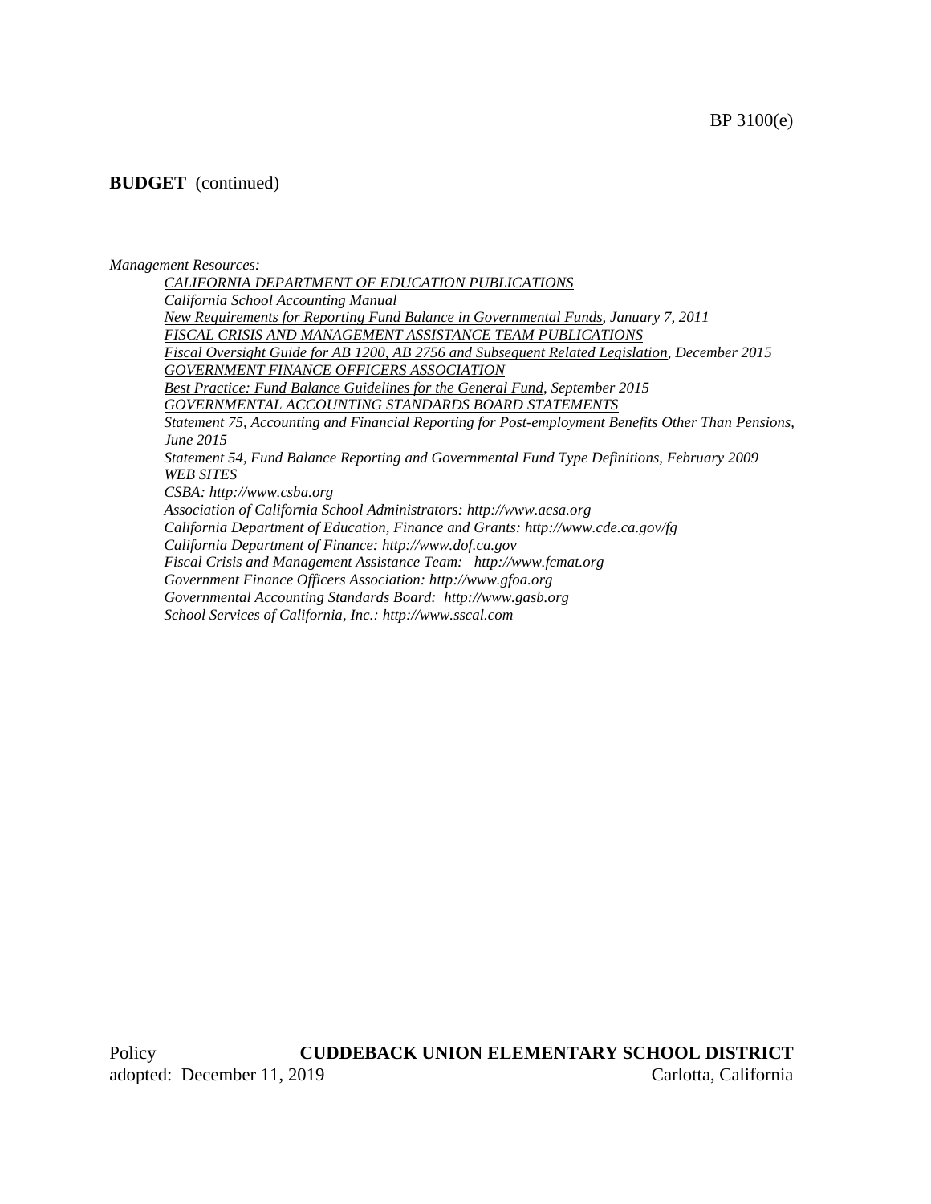**BUDGET** (continued)

*Management Resources:*

*CALIFORNIA DEPARTMENT OF EDUCATION PUBLICATIONS*

*California School Accounting Manual*

*New Requirements for Reporting Fund Balance in Governmental Funds, January 7, 2011*

*FISCAL CRISIS AND MANAGEMENT ASSISTANCE TEAM PUBLICATIONS*

*Fiscal Oversight Guide for AB 1200, AB 2756 and Subsequent Related Legislation, December 2015*

*GOVERNMENT FINANCE OFFICERS ASSOCIATION*

*Best Practice: Fund Balance Guidelines for the General Fund, September 2015*

*GOVERNMENTAL ACCOUNTING STANDARDS BOARD STATEMENTS*

*Statement 75, Accounting and Financial Reporting for Post-employment Benefits Other Than Pensions, June 2015*

*Statement 54, Fund Balance Reporting and Governmental Fund Type Definitions, February 2009*

*WEB SITES*

*CSBA: http://www.csba.org*

*Association of California School Administrators: http://www.acsa.org*

*California Department of Education, Finance and Grants: http://www.cde.ca.gov/fg*

*California Department of Finance: http://www.dof.ca.gov*

*Fiscal Crisis and Management Assistance Team: http://www.fcmat.org*

*Government Finance Officers Association: http://www.gfoa.org*

*Governmental Accounting Standards Board: http://www.gasb.org*

*School Services of California, Inc.: http://www.sscal.com*

Policy **CUDDEBACK UNION ELEMENTARY SCHOOL DISTRICT**
adopted: December 11, 2019 Carlotta, California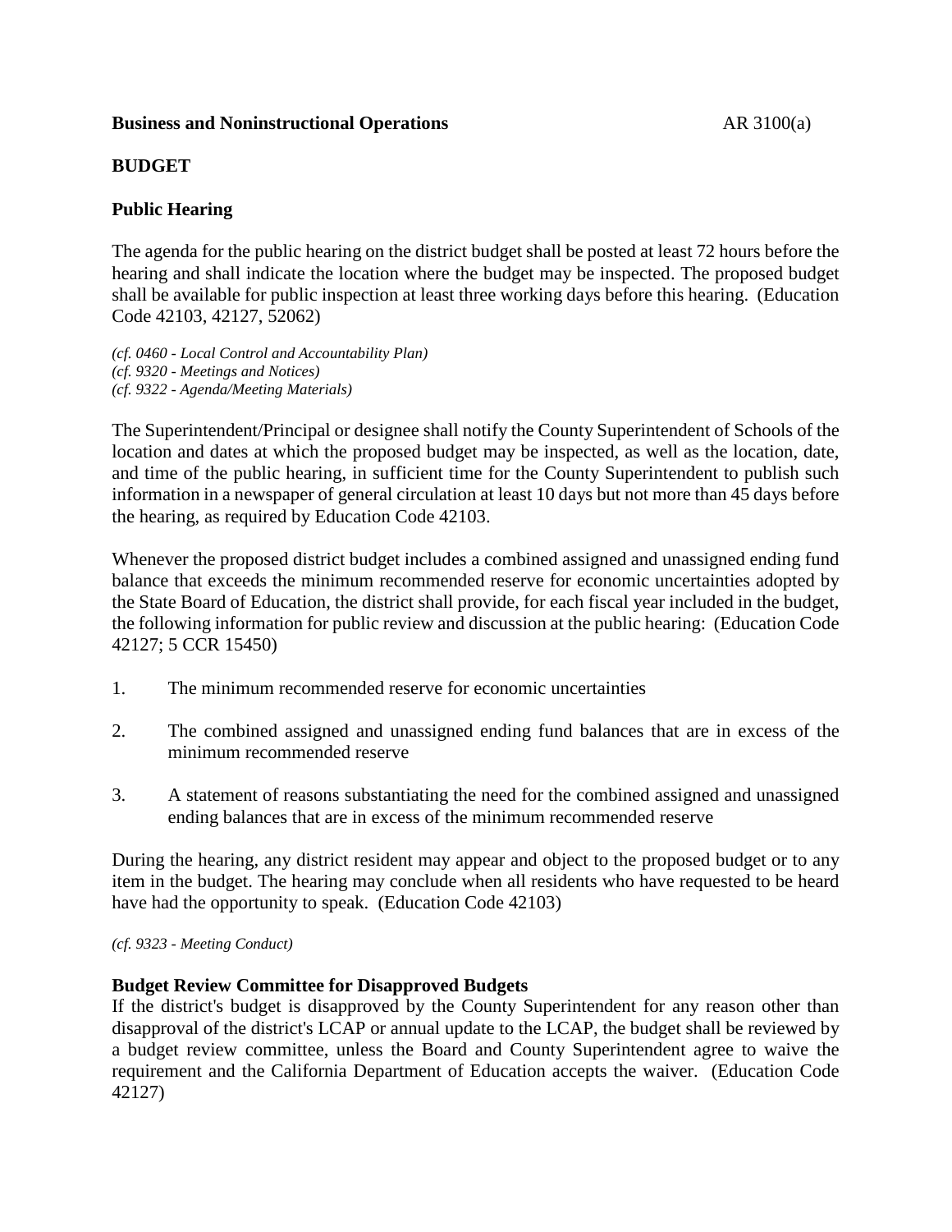**Business and Noninstructional Operations** AR 3100(a)

**BUDGET**

**Public Hearing**

The agenda for the public hearing on the district budget shall be posted at least 72 hours before the hearing and shall indicate the location where the budget may be inspected. The proposed budget shall be available for public inspection at least three working days before this hearing. (Education Code 42103, 42127, 52062)

*(cf. 0460 - Local Control and Accountability Plan)*
*(cf. 9320 - Meetings and Notices)*
*(cf. 9322 - Agenda/Meeting Materials)*

The Superintendent/Principal or designee shall notify the County Superintendent of Schools of the location and dates at which the proposed budget may be inspected, as well as the location, date, and time of the public hearing, in sufficient time for the County Superintendent to publish such information in a newspaper of general circulation at least 10 days but not more than 45 days before the hearing, as required by Education Code 42103.

Whenever the proposed district budget includes a combined assigned and unassigned ending fund balance that exceeds the minimum recommended reserve for economic uncertainties adopted by the State Board of Education, the district shall provide, for each fiscal year included in the budget, the following information for public review and discussion at the public hearing: (Education Code 42127; 5 CCR 15450)

1. The minimum recommended reserve for economic uncertainties

2. The combined assigned and unassigned ending fund balances that are in excess of the minimum recommended reserve

3. A statement of reasons substantiating the need for the combined assigned and unassigned ending balances that are in excess of the minimum recommended reserve

During the hearing, any district resident may appear and object to the proposed budget or to any item in the budget. The hearing may conclude when all residents who have requested to be heard have had the opportunity to speak. (Education Code 42103)

*(cf. 9323 - Meeting Conduct)*

**Budget Review Committee for Disapproved Budgets**

If the district's budget is disapproved by the County Superintendent for any reason other than disapproval of the district's LCAP or annual update to the LCAP, the budget shall be reviewed by a budget review committee, unless the Board and County Superintendent agree to waive the requirement and the California Department of Education accepts the waiver. (Education Code 42127)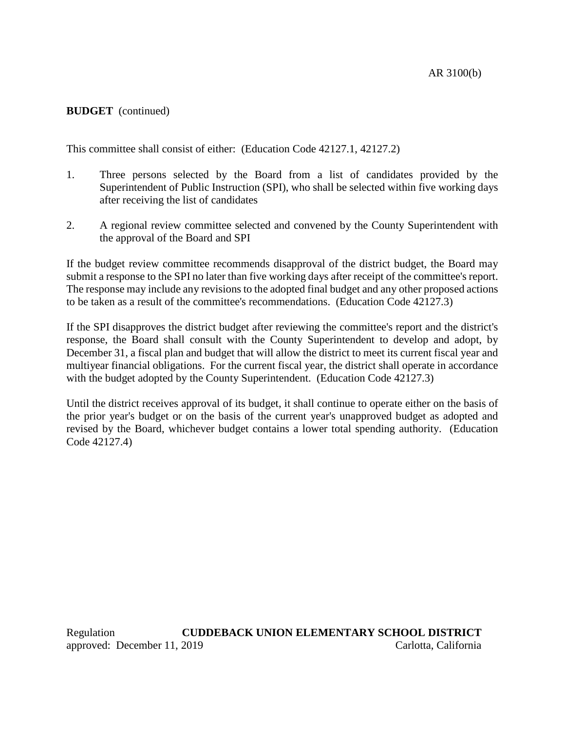This committee shall consist of either: (Education Code 42127.1, 42127.2)

1. Three persons selected by the Board from a list of candidates provided by the Superintendent of Public Instruction (SPI), who shall be selected within five working days after receiving the list of candidates

2. A regional review committee selected and convened by the County Superintendent with the approval of the Board and SPI

If the budget review committee recommends disapproval of the district budget, the Board may submit a response to the SPI no later than five working days after receipt of the committee's report. The response may include any revisions to the adopted final budget and any other proposed actions to be taken as a result of the committee's recommendations. (Education Code 42127.3)

If the SPI disapproves the district budget after reviewing the committee's report and the district's response, the Board shall consult with the County Superintendent to develop and adopt, by December 31, a fiscal plan and budget that will allow the district to meet its current fiscal year and multiyear financial obligations. For the current fiscal year, the district shall operate in accordance with the budget adopted by the County Superintendent. (Education Code 42127.3)

Until the district receives approval of its budget, it shall continue to operate either on the basis of the prior year's budget or on the basis of the current year's unapproved budget as adopted and revised by the Board, whichever budget contains a lower total spending authority. (Education Code 42127.4)

Regulation approved: December 11, 2019

**CUDDEBACK UNION ELEMENTARY SCHOOL DISTRICT**
Carlotta, California